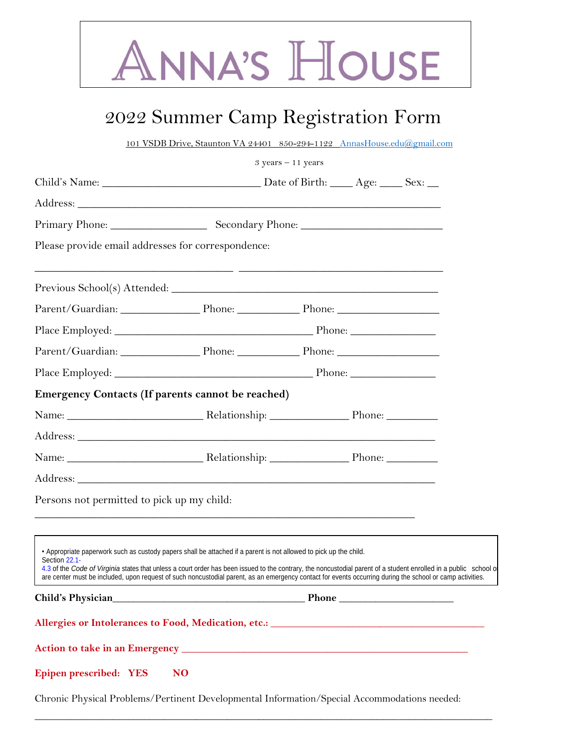# ANNA'S HOUSE

## 2022 Summer Camp Registration Form

101 VSDB Drive, Staunton VA 24401 850-294-1122 AnnasHouse.edu@gmail.com

3 years – 11 years

Child's Name: ___________________________ Date of Birth: ____ Age: ____ Sex: __

Address: _______________________________________________________________

Primary Phone: ________________ Secondary Phone: _________________________

Please provide email addresses for correspondence:

___________________________________ ___________________________________

Previous School(s) Attended: _____________________________________________

Parent/Guardian: ______________ Phone: ___________ Phone: __________________

Place Employed: ___________________________________ Phone: _______________

Parent/Guardian: ______________ Phone: ___________ Phone: __________________

Place Employed: ___________________________________ Phone: _______________

**Emergency Contacts (If parents cannot be reached)**

Name: ________________________ Relationship: ______________ Phone: _________

Address: _______________________________________________________________

Name: ________________________ Relationship: ______________ Phone: _________

Address: _______________________________________________________________

Persons not permitted to pick up my child:

____________________________________________________________________

• Appropriate paperwork such as custody papers shall be attached if a parent is not allowed to pick up the child.
Section 22.1-4.3 of the *Code of Virginia* states that unless a court order has been issued to the contrary, the noncustodial parent of a student enrolled in a public school or ... are center must be included, upon request of such noncustodial parent, as an emergency contact for events occurring during the school or camp activities.

**Child's Physician**__________________________________ **Phone** ____________________

**Allergies or Intolerances to Food, Medication, etc.:** ______________________________________

**Action to take in an Emergency** ___________________________________________________

**Epipen prescribed: YES NO**

Chronic Physical Problems/Pertinent Developmental Information/Special Accommodations needed:

_______________________________________________________________________________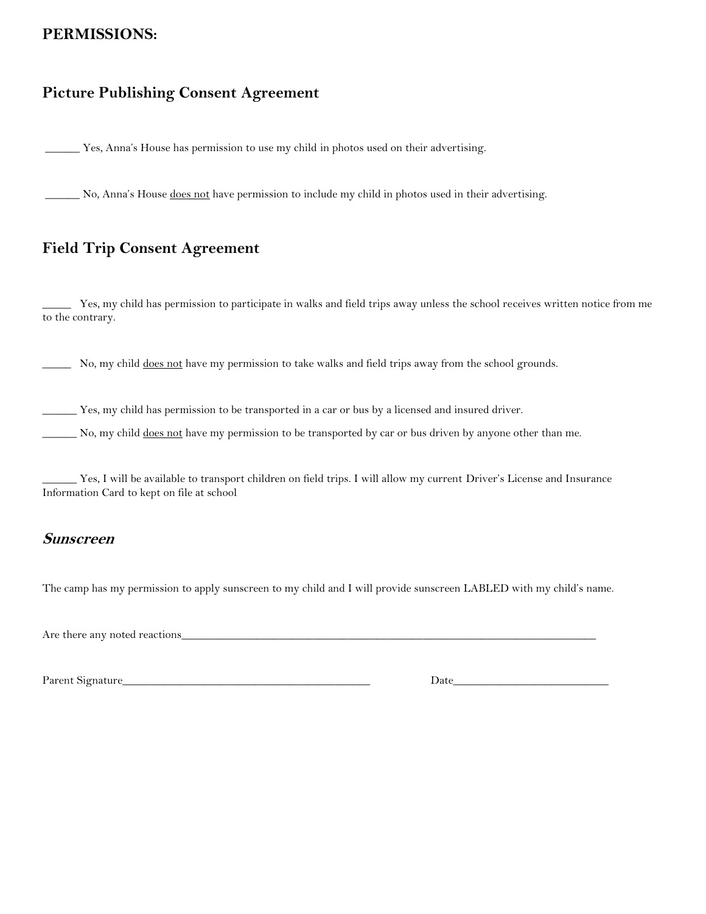**PERMISSIONS:**

## Picture Publishing Consent Agreement

______ Yes, Anna's House has permission to use my child in photos used on their advertising.

______ No, Anna's House does not have permission to include my child in photos used in their advertising.

## Field Trip Consent Agreement

_____ Yes, my child has permission to participate in walks and field trips away unless the school receives written notice from me to the contrary.

_____ No, my child does not have my permission to take walks and field trips away from the school grounds.

______ Yes, my child has permission to be transported in a car or bus by a licensed and insured driver.

______ No, my child does not have my permission to be transported by car or bus driven by anyone other than me.

______ Yes, I will be available to transport children on field trips. I will allow my current Driver's License and Insurance Information Card to kept on file at school

## ***Sunscreen***

The camp has my permission to apply sunscreen to my child and I will provide sunscreen LABLED with my child's name.

Are there any noted reactions_______________________________________________________________________________

Parent Signature_____________________________________________ Date___________________________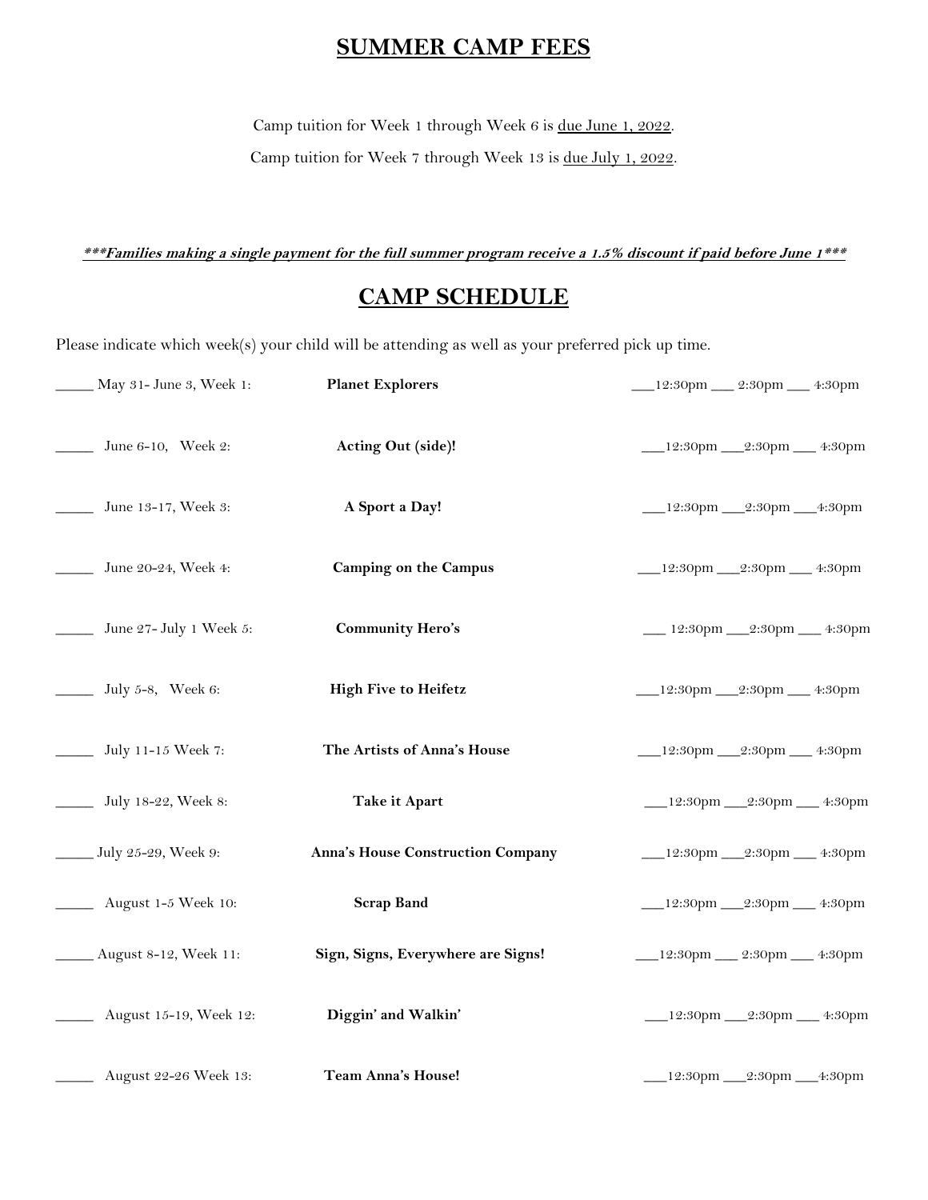# SUMMER CAMP FEES

Camp tuition for Week 1 through Week 6 is due June 1, 2022.

Camp tuition for Week 7 through Week 13 is due July 1, 2022.

***Families making a single payment for the full summer program receive a 1.5% discount if paid before June 1***

# CAMP SCHEDULE

Please indicate which week(s) your child will be attending as well as your preferred pick up time.

| | | |
|---|---|---|
| _____ May 31- June 3, Week 1: | **Planet Explorers** | ___12:30pm ___ 2:30pm ___ 4:30pm |
| _____ June 6-10, Week 2: | **Acting Out (side)!** | ___12:30pm ___2:30pm ___ 4:30pm |
| _____ June 13-17, Week 3: | **A Sport a Day!** | ___12:30pm ___2:30pm ___4:30pm |
| _____ June 20-24, Week 4: | **Camping on the Campus** | ___12:30pm ___2:30pm ___ 4:30pm |
| _____ June 27- July 1 Week 5: | **Community Hero's** | ___ 12:30pm ___2:30pm ___ 4:30pm |
| _____ July 5-8, Week 6: | **High Five to Heifetz** | ___12:30pm ___2:30pm ___ 4:30pm |
| _____ July 11-15 Week 7: | **The Artists of Anna's House** | ___12:30pm ___2:30pm ___ 4:30pm |
| _____ July 18-22, Week 8: | **Take it Apart** | ___12:30pm ___2:30pm ___ 4:30pm |
| _____ July 25-29, Week 9: | **Anna's House Construction Company** | ___12:30pm ___2:30pm ___ 4:30pm |
| _____ August 1-5 Week 10: | **Scrap Band** | ___12:30pm ___2:30pm ___ 4:30pm |
| _____ August 8-12, Week 11: | **Sign, Signs, Everywhere are Signs!** | ___12:30pm ___ 2:30pm ___ 4:30pm |
| _____ August 15-19, Week 12: | **Diggin' and Walkin'** | ___12:30pm ___2:30pm ___ 4:30pm |
| _____ August 22-26 Week 13: | **Team Anna's House!** | ___12:30pm ___2:30pm ___4:30pm |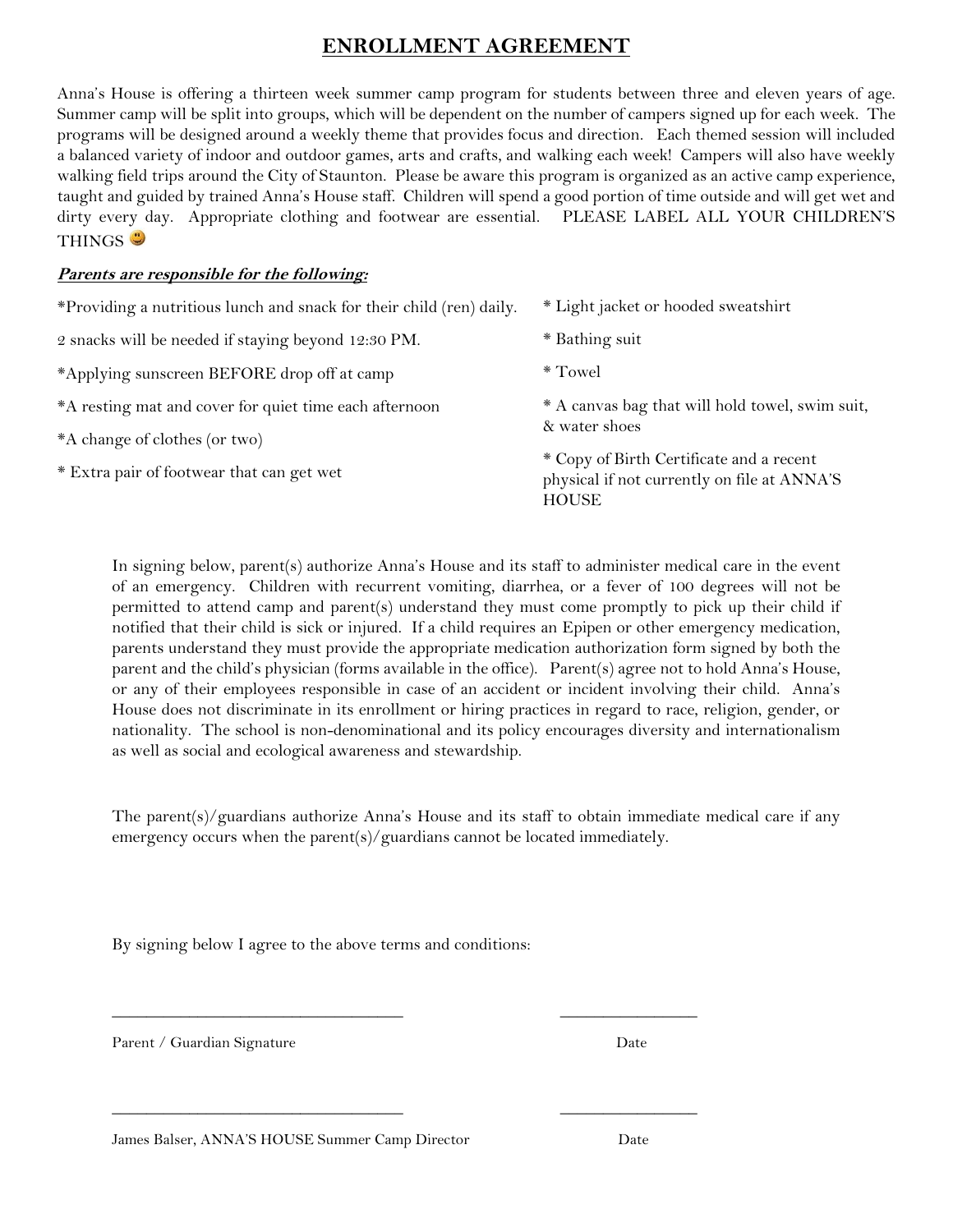# ENROLLMENT AGREEMENT

Anna's House is offering a thirteen week summer camp program for students between three and eleven years of age. Summer camp will be split into groups, which will be dependent on the number of campers signed up for each week. The programs will be designed around a weekly theme that provides focus and direction. Each themed session will included a balanced variety of indoor and outdoor games, arts and crafts, and walking each week! Campers will also have weekly walking field trips around the City of Staunton. Please be aware this program is organized as an active camp experience, taught and guided by trained Anna's House staff. Children will spend a good portion of time outside and will get wet and dirty every day. Appropriate clothing and footwear are essential. PLEASE LABEL ALL YOUR CHILDREN'S THINGS 😃

***Parents are responsible for the following:***

*Providing a nutritious lunch and snack for their child (ren) daily.

2 snacks will be needed if staying beyond 12:30 PM.

*Applying sunscreen BEFORE drop off at camp

*A resting mat and cover for quiet time each afternoon

*A change of clothes (or two)

* Extra pair of footwear that can get wet

* Light jacket or hooded sweatshirt

* Bathing suit

* Towel

* A canvas bag that will hold towel, swim suit, & water shoes

* Copy of Birth Certificate and a recent physical if not currently on file at ANNA'S HOUSE

In signing below, parent(s) authorize Anna's House and its staff to administer medical care in the event of an emergency. Children with recurrent vomiting, diarrhea, or a fever of 100 degrees will not be permitted to attend camp and parent(s) understand they must come promptly to pick up their child if notified that their child is sick or injured. If a child requires an Epipen or other emergency medication, parents understand they must provide the appropriate medication authorization form signed by both the parent and the child's physician (forms available in the office). Parent(s) agree not to hold Anna's House, or any of their employees responsible in case of an accident or incident involving their child. Anna's House does not discriminate in its enrollment or hiring practices in regard to race, religion, gender, or nationality. The school is non-denominational and its policy encourages diversity and internationalism as well as social and ecological awareness and stewardship.

The parent(s)/guardians authorize Anna's House and its staff to obtain immediate medical care if any emergency occurs when the parent(s)/guardians cannot be located immediately.

By signing below I agree to the above terms and conditions:

_________________________________ _______________

Parent / Guardian Signature Date

_________________________________ _______________

James Balser, ANNA'S HOUSE Summer Camp Director Date